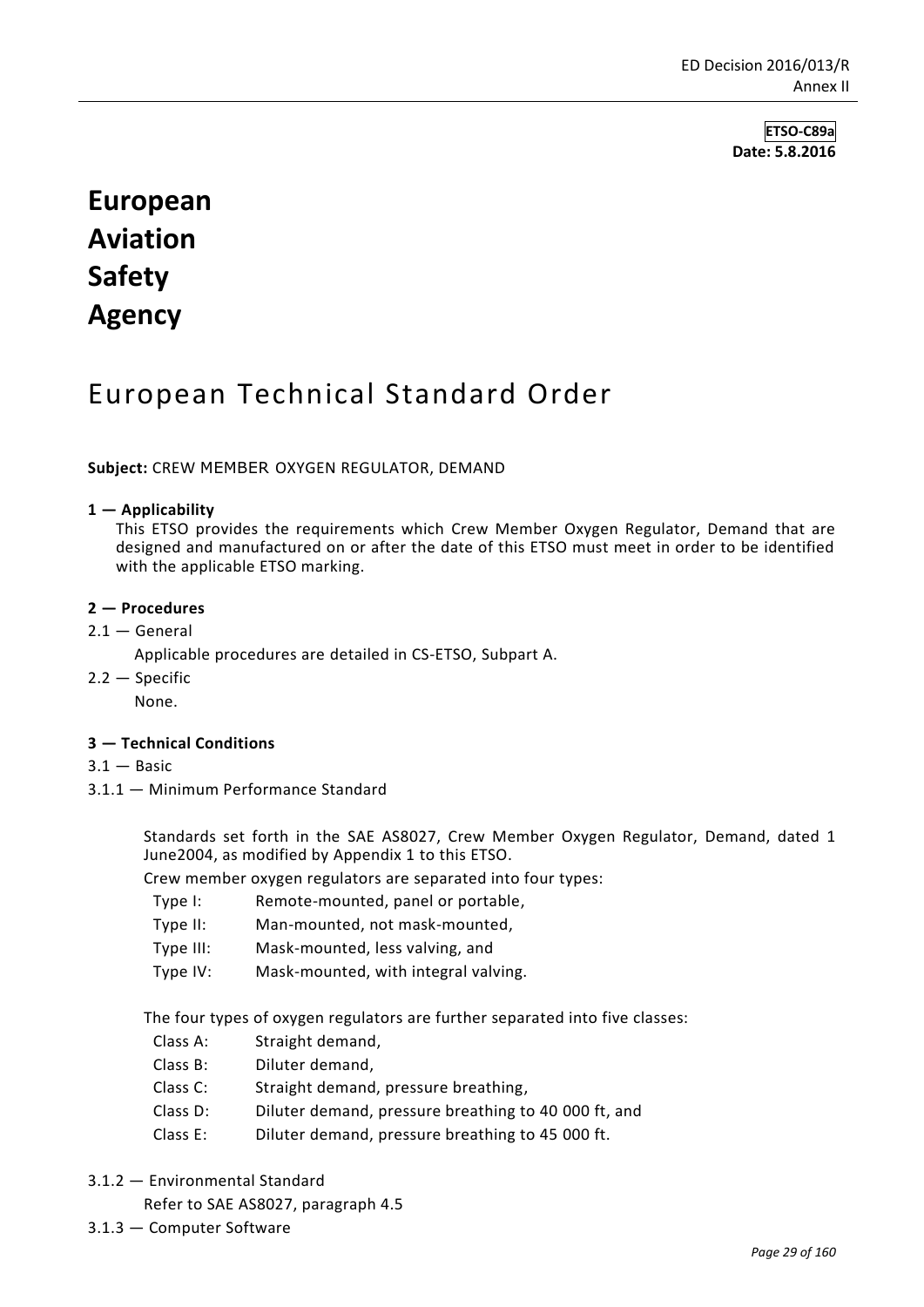**ETSO-C89a**
**Date: 5.8.2016**

# European Aviation Safety Agency

## European Technical Standard Order

**Subject:** CREW MEMBER OXYGEN REGULATOR, DEMAND

**1 — Applicability**

This ETSO provides the requirements which Crew Member Oxygen Regulator, Demand that are designed and manufactured on or after the date of this ETSO must meet in order to be identified with the applicable ETSO marking.

**2 — Procedures**

2.1 — General

Applicable procedures are detailed in CS-ETSO, Subpart A.

2.2 — Specific

None.

**3 — Technical Conditions**

3.1 — Basic

3.1.1 — Minimum Performance Standard

Standards set forth in the SAE AS8027, Crew Member Oxygen Regulator, Demand, dated 1 June2004, as modified by Appendix 1 to this ETSO.

Crew member oxygen regulators are separated into four types:

| | |
|---|---|
| Type I: | Remote-mounted, panel or portable, |
| Type II: | Man-mounted, not mask-mounted, |
| Type III: | Mask-mounted, less valving, and |
| Type IV: | Mask-mounted, with integral valving. |

The four types of oxygen regulators are further separated into five classes:

| | |
|---|---|
| Class A: | Straight demand, |
| Class B: | Diluter demand, |
| Class C: | Straight demand, pressure breathing, |
| Class D: | Diluter demand, pressure breathing to 40 000 ft, and |
| Class E: | Diluter demand, pressure breathing to 45 000 ft. |

3.1.2 — Environmental Standard

Refer to SAE AS8027, paragraph 4.5

3.1.3 — Computer Software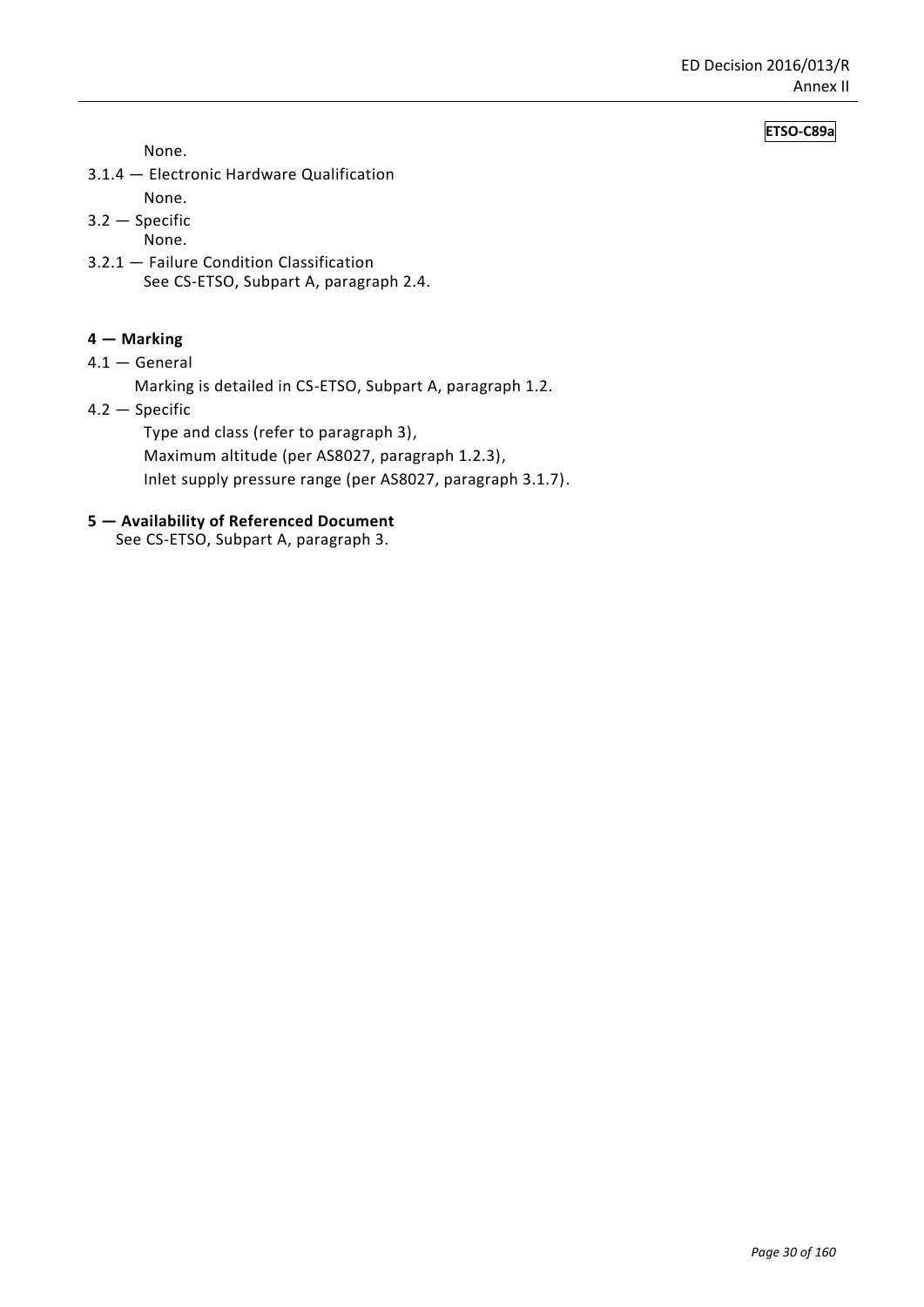None.

3.1.4 — Electronic Hardware Qualification

None.

3.2 — Specific

None.

3.2.1 — Failure Condition Classification

See CS-ETSO, Subpart A, paragraph 2.4.

## 4 — Marking

4.1 — General

Marking is detailed in CS-ETSO, Subpart A, paragraph 1.2.

4.2 — Specific

Type and class (refer to paragraph 3),

Maximum altitude (per AS8027, paragraph 1.2.3),

Inlet supply pressure range (per AS8027, paragraph 3.1.7).

## 5 — Availability of Referenced Document

See CS-ETSO, Subpart A, paragraph 3.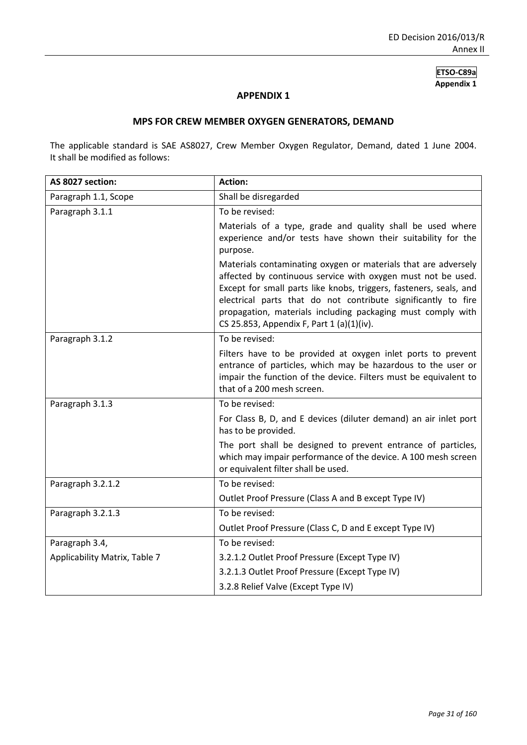**ETSO-C89a**
**Appendix 1**

# APPENDIX 1

## MPS FOR CREW MEMBER OXYGEN GENERATORS, DEMAND

The applicable standard is SAE AS8027, Crew Member Oxygen Regulator, Demand, dated 1 June 2004. It shall be modified as follows:

| AS 8027 section: | Action: |
|---|---|
| Paragraph 1.1, Scope | Shall be disregarded |
| Paragraph 3.1.1 | To be revised:<br>Materials of a type, grade and quality shall be used where experience and/or tests have shown their suitability for the purpose.<br>Materials contaminating oxygen or materials that are adversely affected by continuous service with oxygen must not be used. Except for small parts like knobs, triggers, fasteners, seals, and electrical parts that do not contribute significantly to fire propagation, materials including packaging must comply with CS 25.853, Appendix F, Part 1 (a)(1)(iv). |
| Paragraph 3.1.2 | To be revised:<br>Filters have to be provided at oxygen inlet ports to prevent entrance of particles, which may be hazardous to the user or impair the function of the device. Filters must be equivalent to that of a 200 mesh screen. |
| Paragraph 3.1.3 | To be revised:<br>For Class B, D, and E devices (diluter demand) an air inlet port has to be provided.<br>The port shall be designed to prevent entrance of particles, which may impair performance of the device. A 100 mesh screen or equivalent filter shall be used. |
| Paragraph 3.2.1.2 | To be revised:<br>Outlet Proof Pressure (Class A and B except Type IV) |
| Paragraph 3.2.1.3 | To be revised:<br>Outlet Proof Pressure (Class C, D and E except Type IV) |
| Paragraph 3.4,<br>Applicability Matrix, Table 7 | To be revised:<br>3.2.1.2 Outlet Proof Pressure (Except Type IV)<br>3.2.1.3 Outlet Proof Pressure (Except Type IV)<br>3.2.8 Relief Valve (Except Type IV) |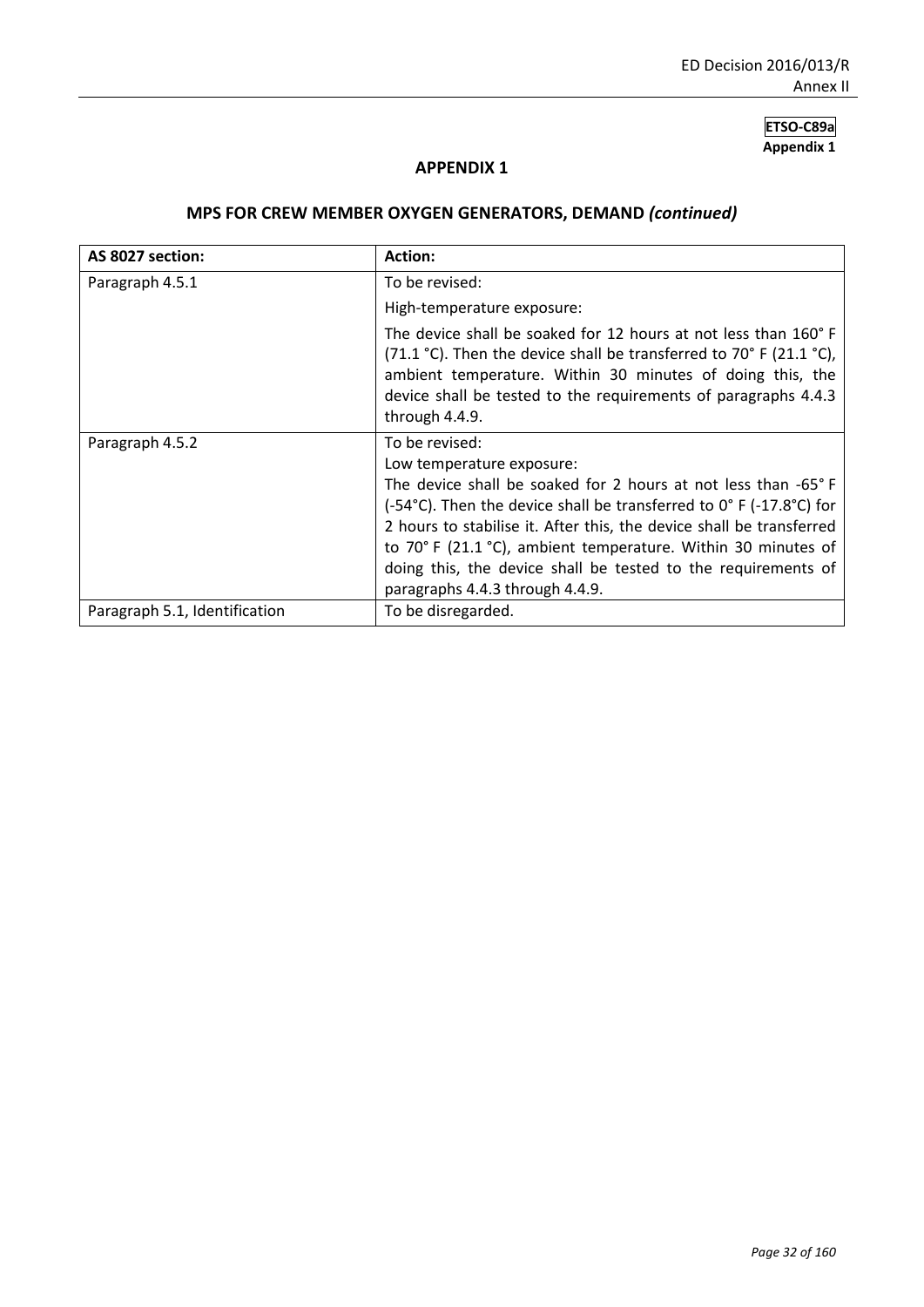**ETSO-C89a**
**Appendix 1**

## APPENDIX 1

## MPS FOR CREW MEMBER OXYGEN GENERATORS, DEMAND *(continued)*

| AS 8027 section: | Action: |
|---|---|
| Paragraph 4.5.1 | To be revised:<br>High-temperature exposure:<br>The device shall be soaked for 12 hours at not less than 160° F (71.1 °C). Then the device shall be transferred to 70° F (21.1 °C), ambient temperature. Within 30 minutes of doing this, the device shall be tested to the requirements of paragraphs 4.4.3 through 4.4.9. |
| Paragraph 4.5.2 | To be revised:<br>Low temperature exposure:<br>The device shall be soaked for 2 hours at not less than -65° F (-54°C). Then the device shall be transferred to 0° F (-17.8°C) for 2 hours to stabilise it. After this, the device shall be transferred to 70° F (21.1 °C), ambient temperature. Within 30 minutes of doing this, the device shall be tested to the requirements of paragraphs 4.4.3 through 4.4.9. |
| Paragraph 5.1, Identification | To be disregarded. |